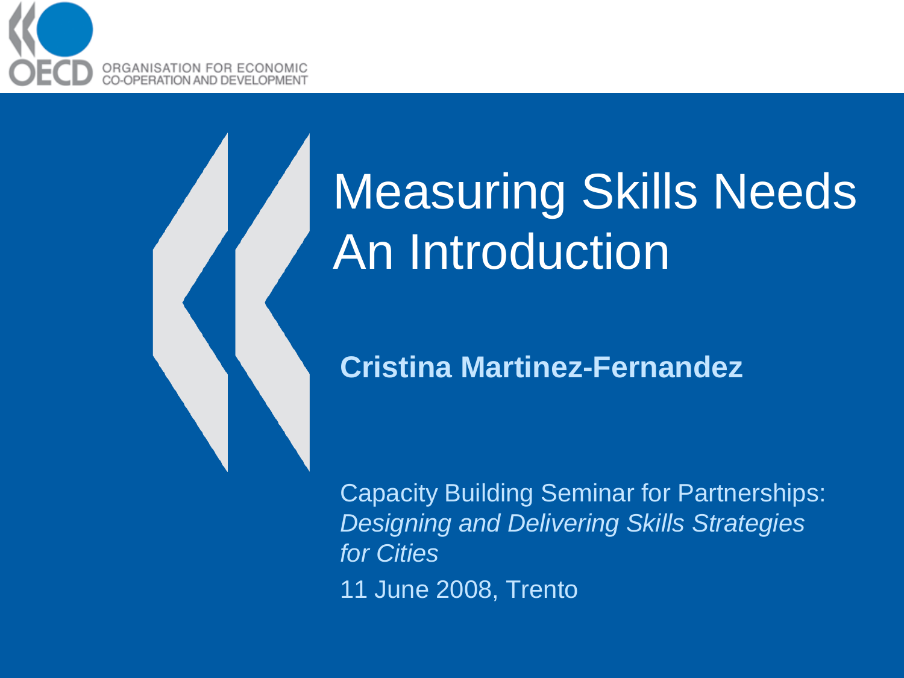# Measuring Skills Needs An Introduction

**Cristina Martinez-Fernandez**

Capacity Building Seminar for Partnerships: *Designing and Delivering Skills Strategies for Cities*

11 June 2008, Trento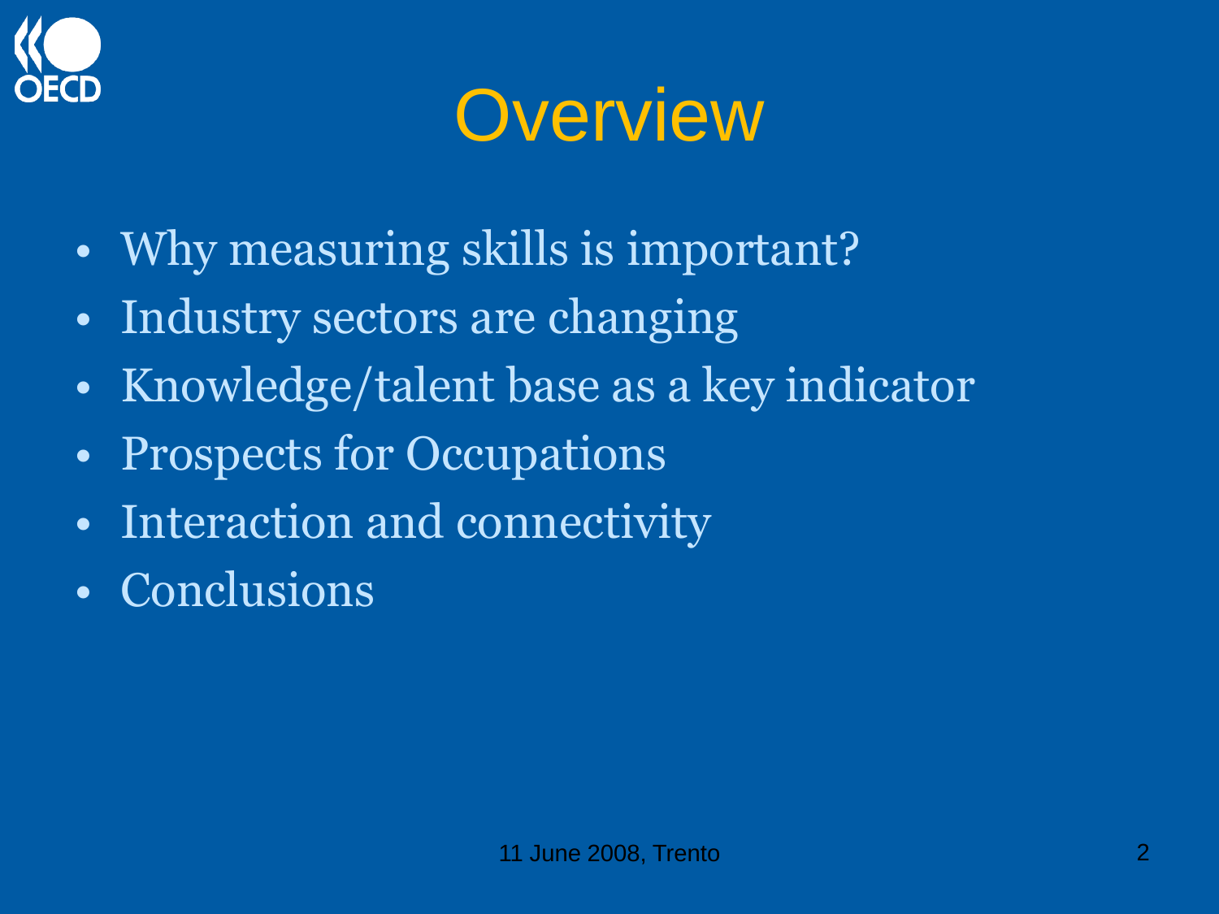# Overview

- Why measuring skills is important?
- Industry sectors are changing
- Knowledge/talent base as a key indicator
- Prospects for Occupations
- Interaction and connectivity
- Conclusions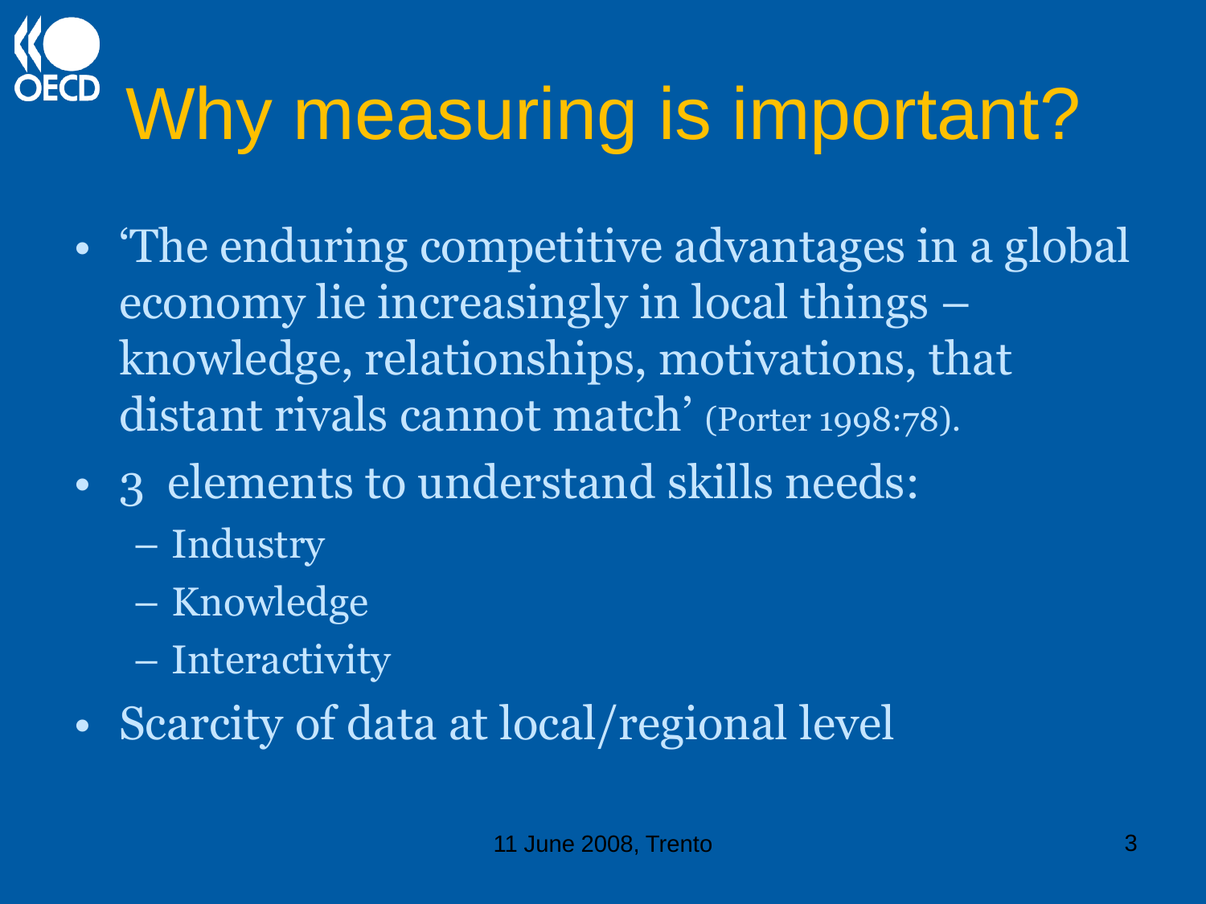# Why measuring is important?

- 'The enduring competitive advantages in a global economy lie increasingly in local things – knowledge, relationships, motivations, that distant rivals cannot match' (Porter 1998:78).
- 3 elements to understand skills needs:
  - Industry
  - Knowledge
  - Interactivity
- Scarcity of data at local/regional level

11 June 2008, Trento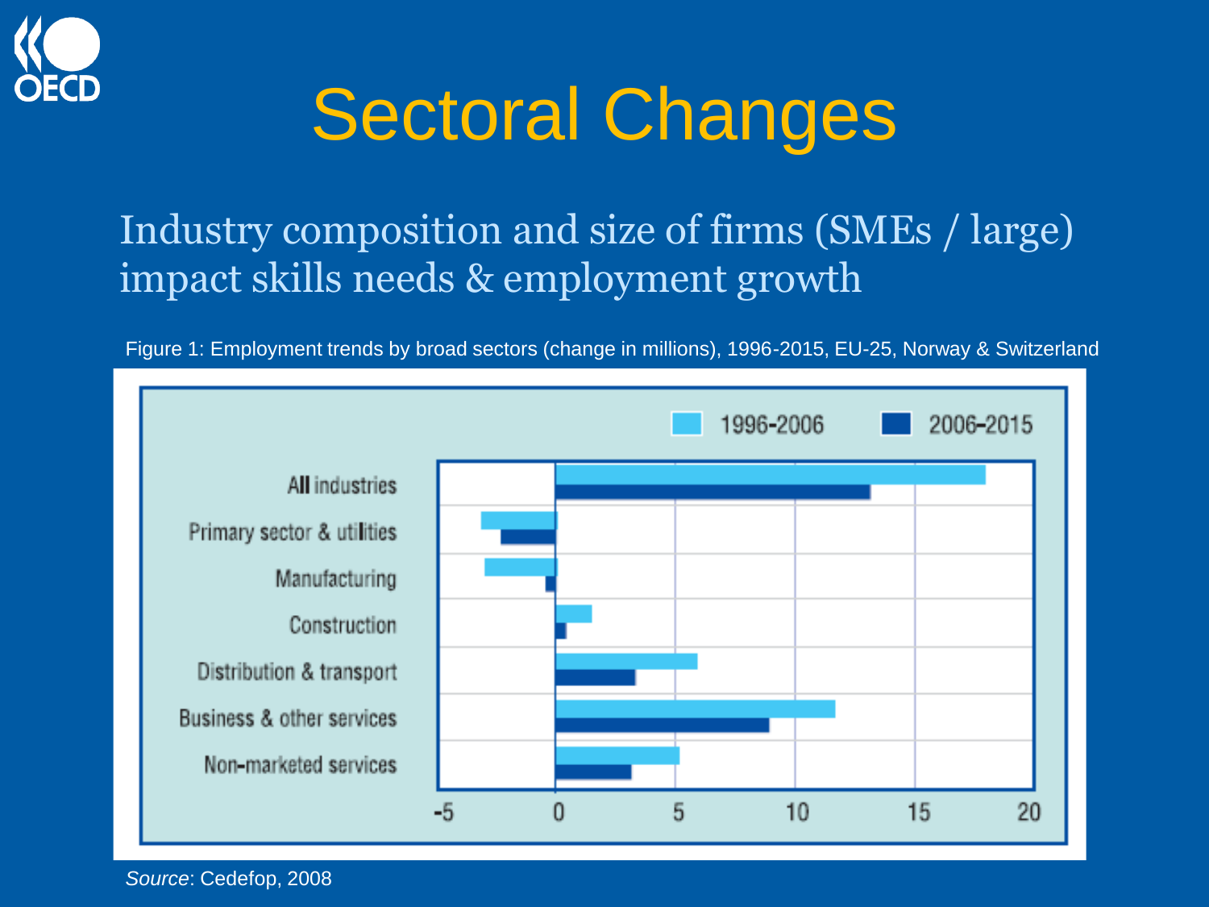# Sectoral Changes

Industry composition and size of firms (SMEs / large) impact skills needs & employment growth

Figure 1: Employment trends by broad sectors (change in millions), 1996-2015, EU-25, Norway & Switzerland

*Source*: Cedefop, 2008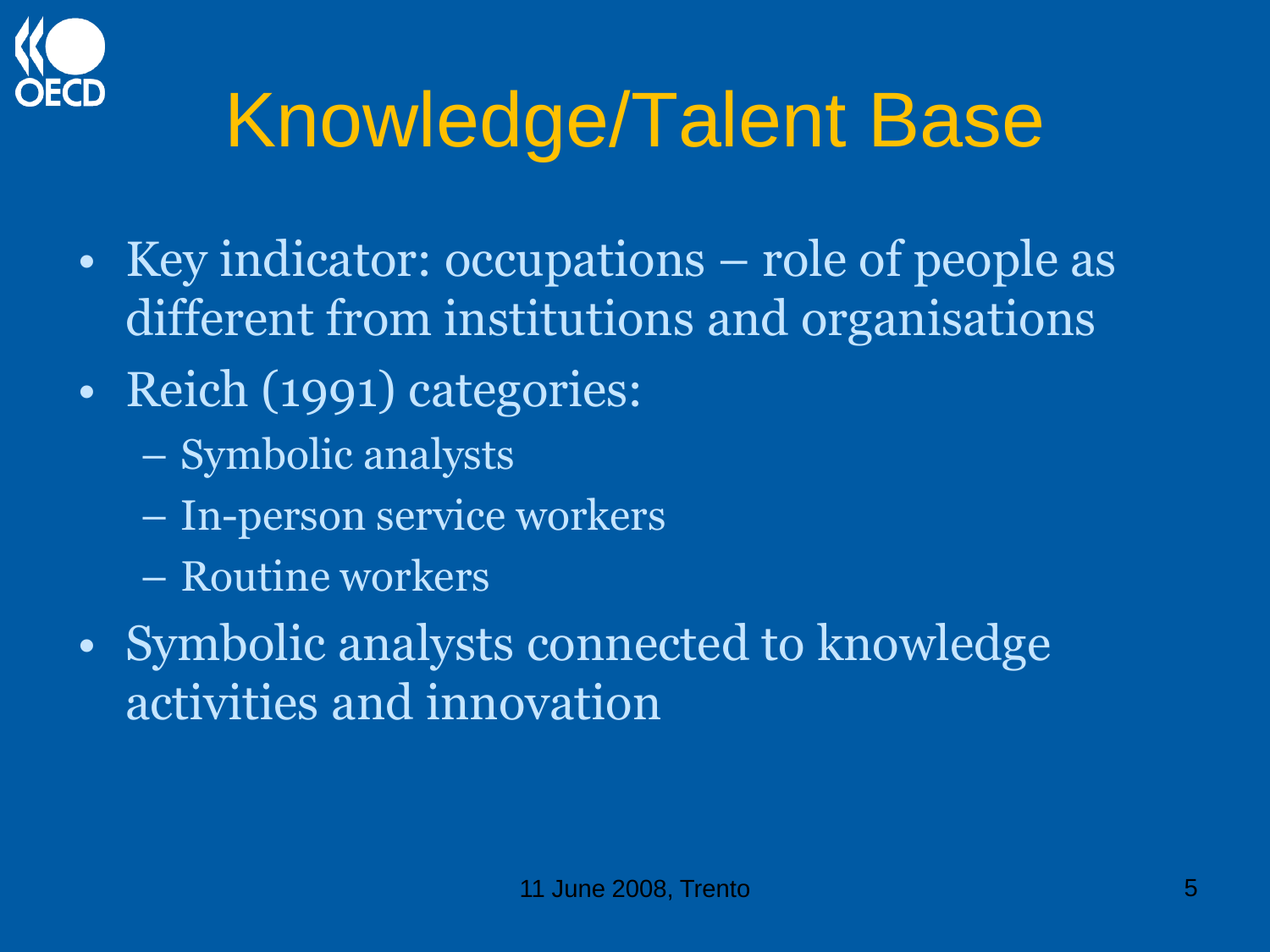# Knowledge/Talent Base

- Key indicator: occupations – role of people as different from institutions and organisations
- Reich (1991) categories:
  - Symbolic analysts
  - In-person service workers
  - Routine workers
- Symbolic analysts connected to knowledge activities and innovation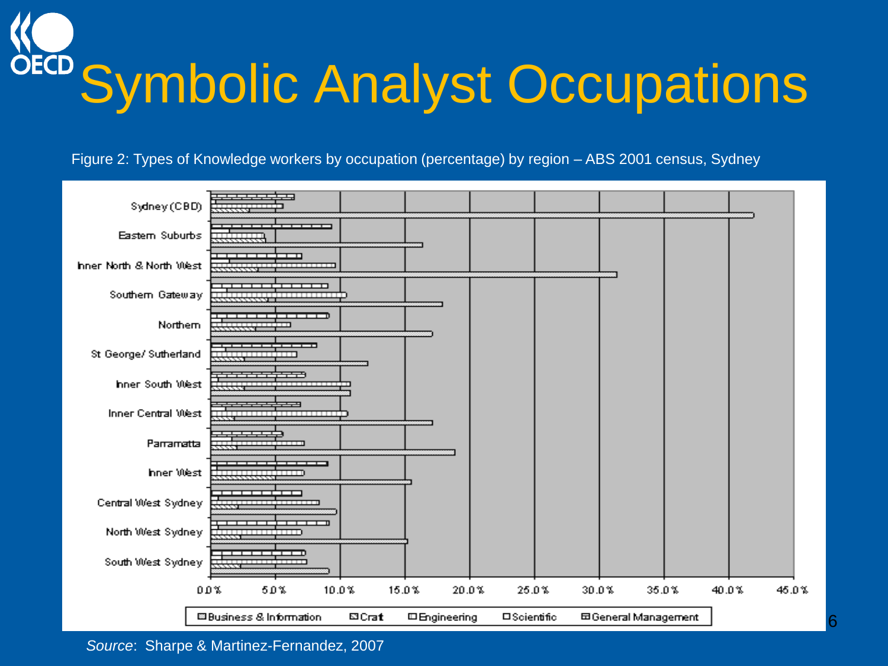# Symbolic Analyst Occupations

Figure 2: Types of Knowledge workers by occupation (percentage) by region – ABS 2001 census, Sydney

*Source*: Sharpe & Martinez-Fernandez, 2007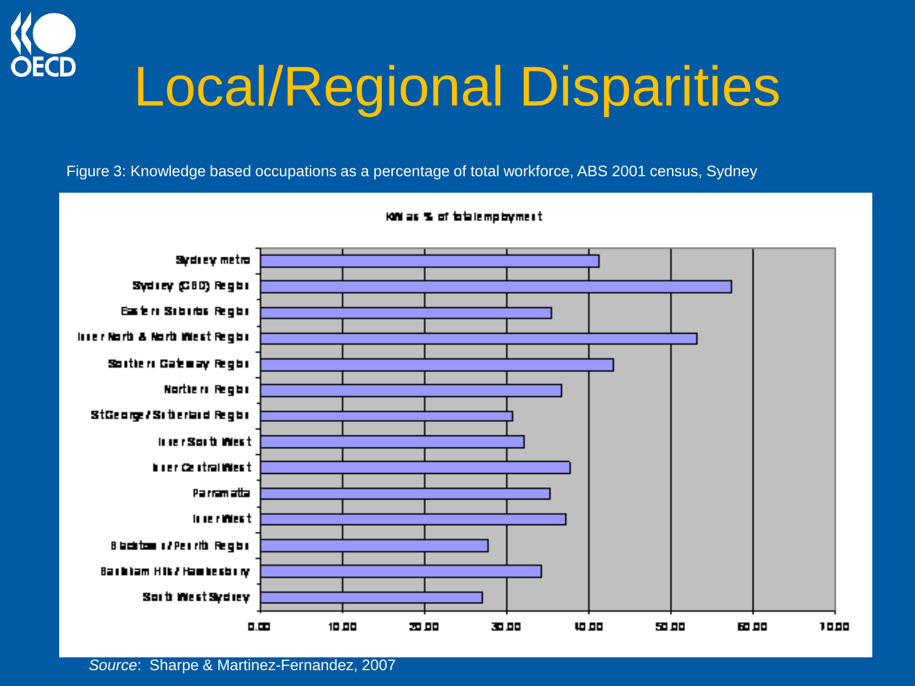# Local/Regional Disparities

Figure 3: Knowledge based occupations as a percentage of total workforce, ABS 2001 census, Sydney

KW as % of total employment

| Region | KW as % of total employment (approx.) |
|---|---|
| Sydney metro | 41 |
| Sydney (CBD) Region | 57 |
| Eastern Suburbs Region | 35 |
| Inner North & North West Region | 53 |
| Southern Gateway Region | 43 |
| Northern Region | 37 |
| StGeorge/Sutherland Region | 31 |
| Inner South West | 32 |
| Inner Central West | 38 |
| Parramatta | 35 |
| Inner West | 37 |
| Blacktown/Penrith Region | 28 |
| Baulkham Hills/Hawkesbury | 34 |
| South West Sydney | 27 |

*Source*: Sharpe & Martinez-Fernandez, 2007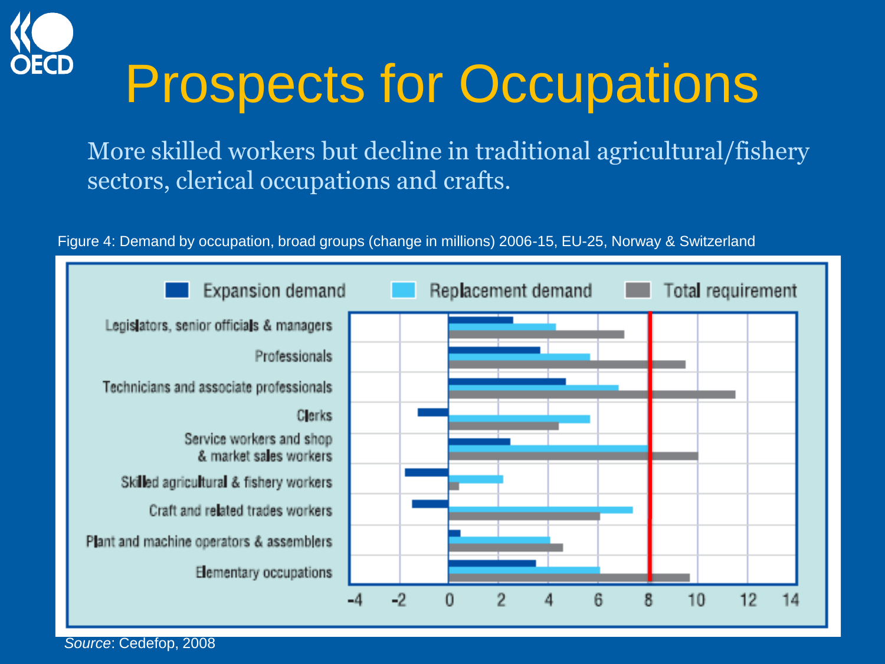# Prospects for Occupations

More skilled workers but decline in traditional agricultural/fishery sectors, clerical occupations and crafts.

Figure 4: Demand by occupation, broad groups (change in millions) 2006-15, EU-25, Norway & Switzerland

*Source*: Cedefop, 2008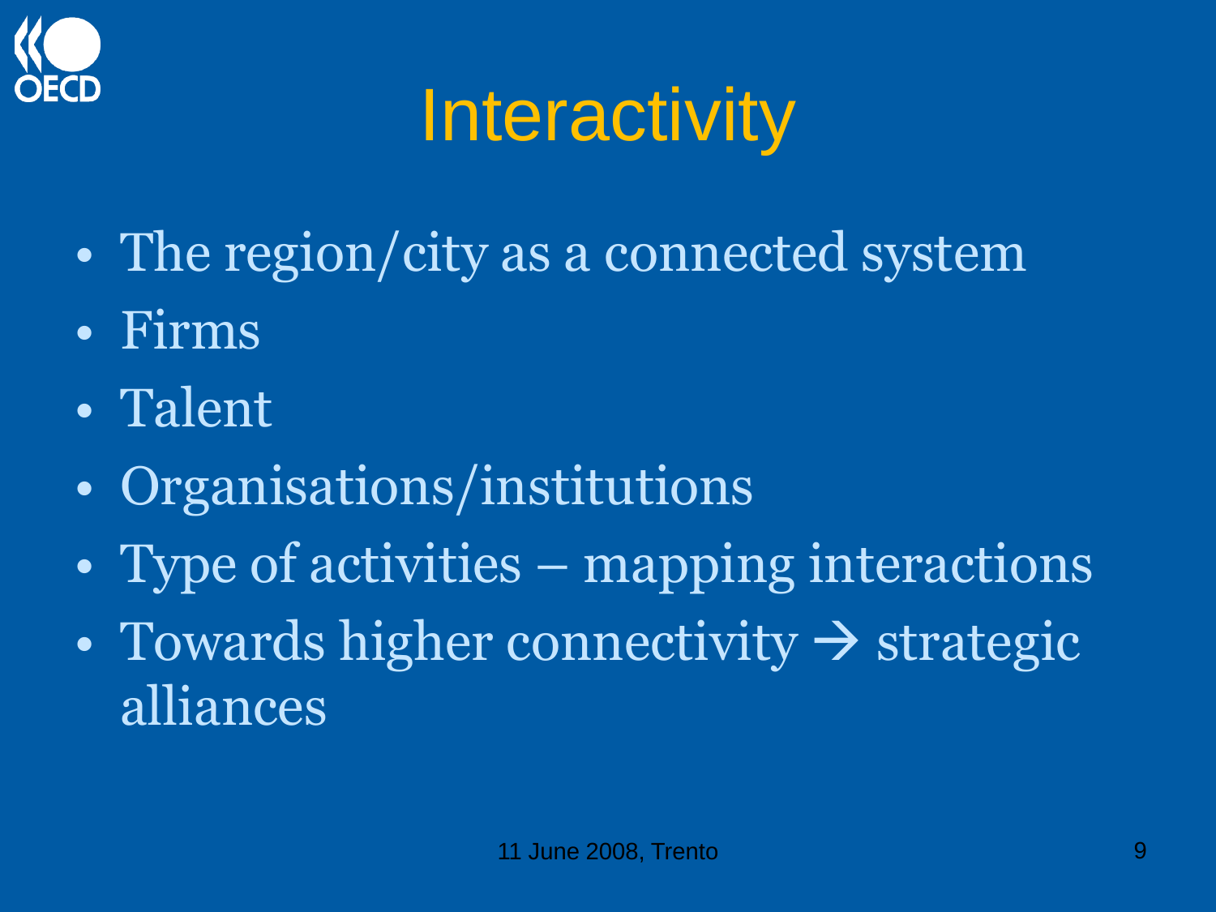# Interactivity

- The region/city as a connected system
- Firms
- Talent
- Organisations/institutions
- Type of activities – mapping interactions
- Towards higher connectivity → strategic alliances

11 June 2008, Trento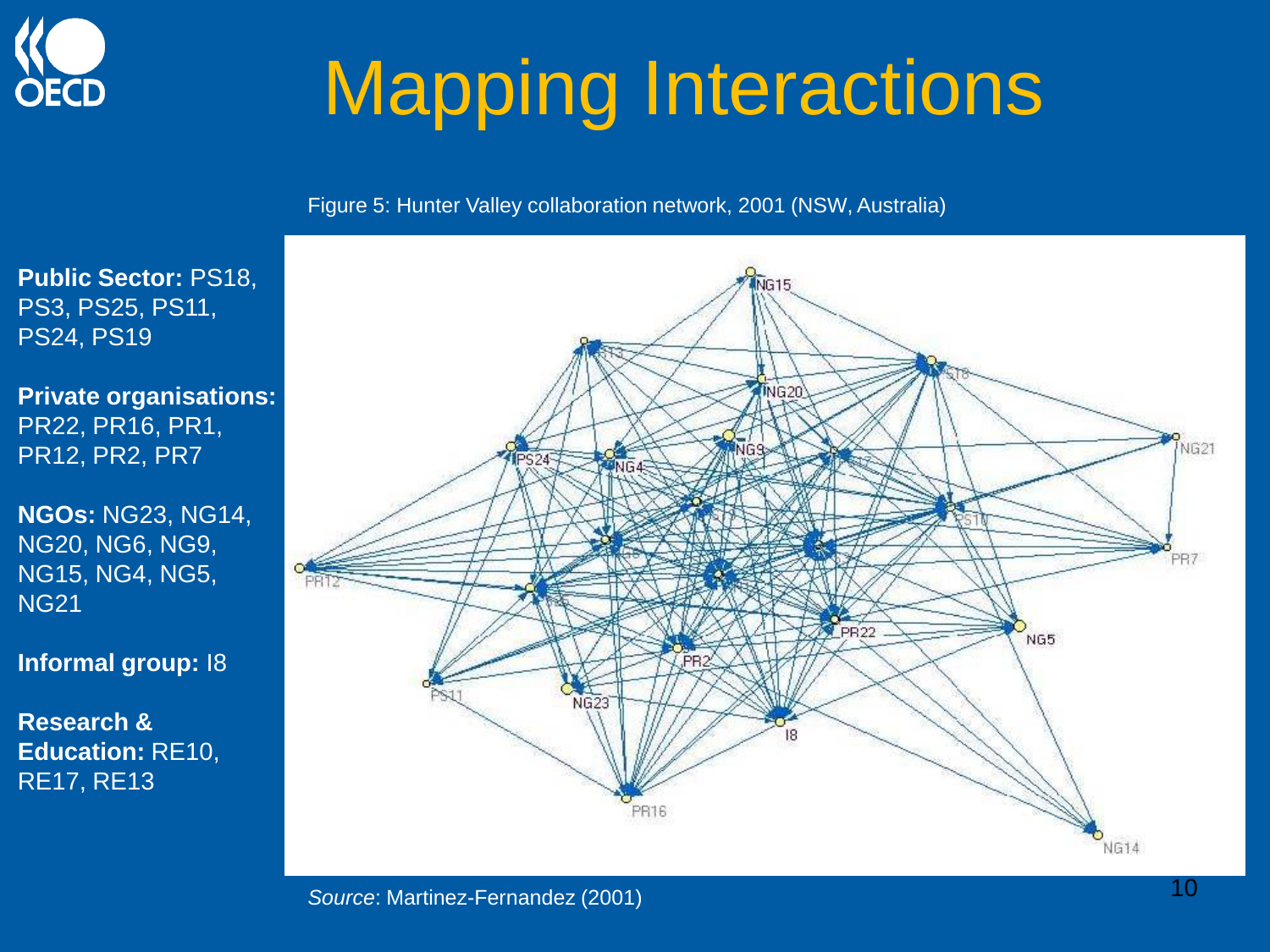# Mapping Interactions

Figure 5: Hunter Valley collaboration network, 2001 (NSW, Australia)

**Public Sector:** PS18, PS3, PS25, PS11, PS24, PS19

**Private organisations:** PR22, PR16, PR1, PR12, PR2, PR7

**NGOs:** NG23, NG14, NG20, NG6, NG9, NG15, NG4, NG5, NG21

**Informal group:** I8

**Research & Education:** RE10, RE17, RE13

*Source*: Martinez-Fernandez (2001)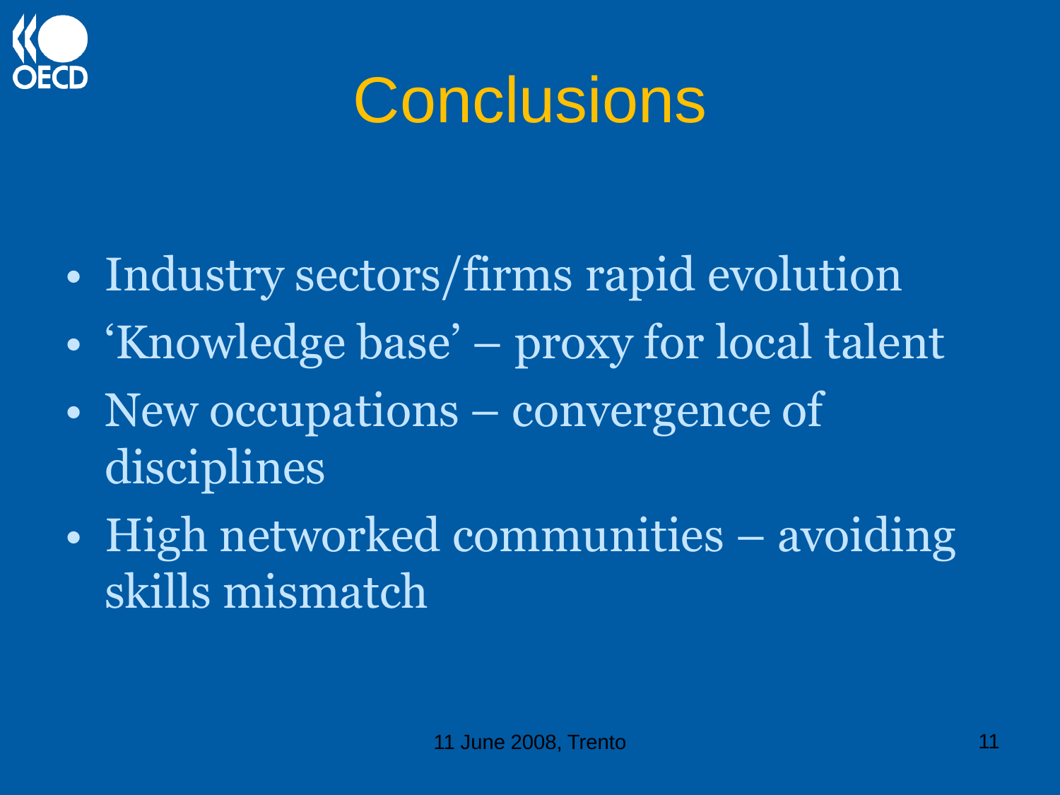# Conclusions

- Industry sectors/firms rapid evolution
- 'Knowledge base' – proxy for local talent
- New occupations – convergence of disciplines
- High networked communities – avoiding skills mismatch